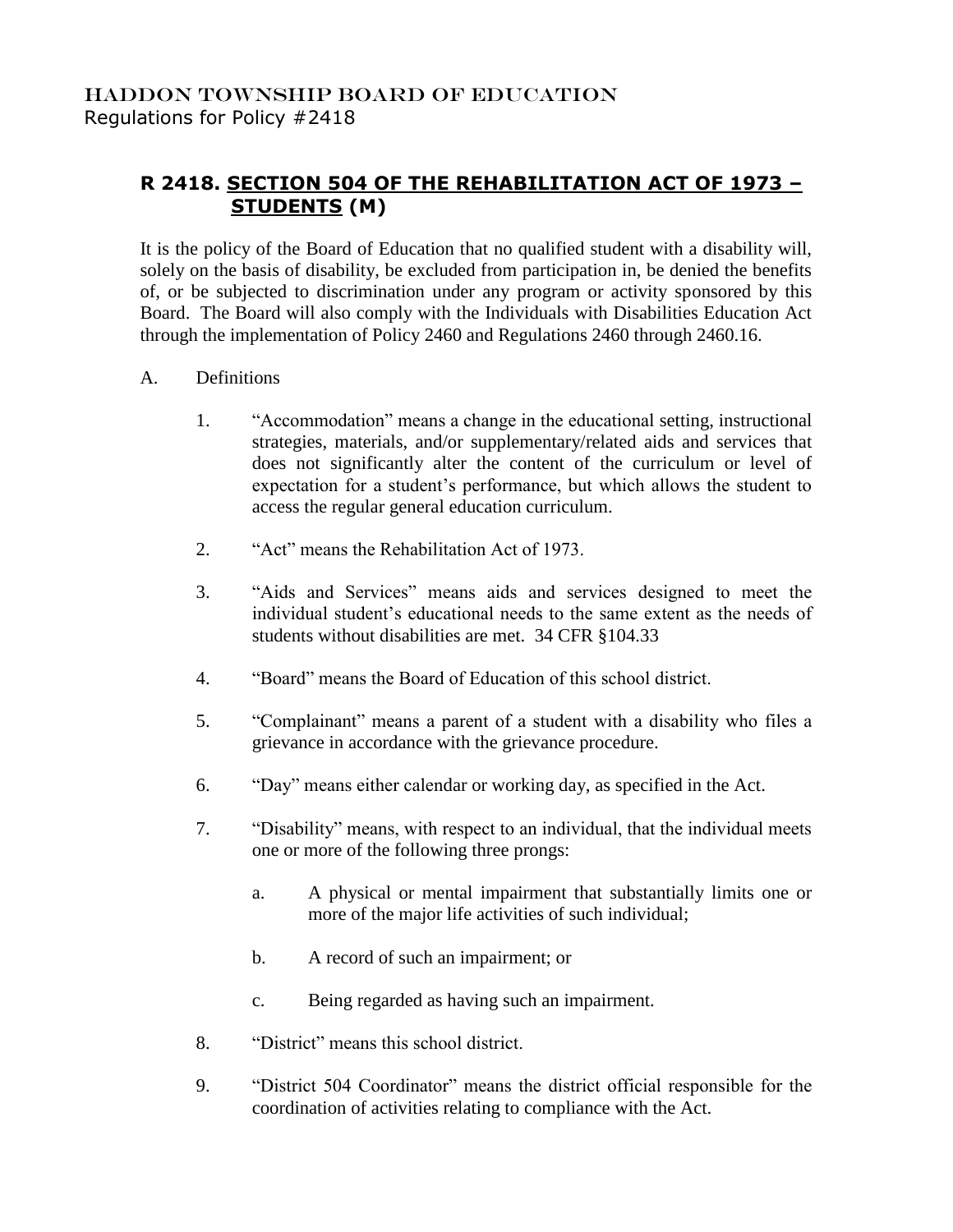HADDON TOWNSHIP BOARD OF EDUCATION
Regulations for Policy #2418

## R 2418. SECTION 504 OF THE REHABILITATION ACT OF 1973 – STUDENTS (M)

It is the policy of the Board of Education that no qualified student with a disability will, solely on the basis of disability, be excluded from participation in, be denied the benefits of, or be subjected to discrimination under any program or activity sponsored by this Board. The Board will also comply with the Individuals with Disabilities Education Act through the implementation of Policy 2460 and Regulations 2460 through 2460.16.

A. Definitions

1. "Accommodation" means a change in the educational setting, instructional strategies, materials, and/or supplementary/related aids and services that does not significantly alter the content of the curriculum or level of expectation for a student's performance, but which allows the student to access the regular general education curriculum.

2. "Act" means the Rehabilitation Act of 1973.

3. "Aids and Services" means aids and services designed to meet the individual student's educational needs to the same extent as the needs of students without disabilities are met. 34 CFR §104.33

4. "Board" means the Board of Education of this school district.

5. "Complainant" means a parent of a student with a disability who files a grievance in accordance with the grievance procedure.

6. "Day" means either calendar or working day, as specified in the Act.

7. "Disability" means, with respect to an individual, that the individual meets one or more of the following three prongs:

   a. A physical or mental impairment that substantially limits one or more of the major life activities of such individual;

   b. A record of such an impairment; or

   c. Being regarded as having such an impairment.

8. "District" means this school district.

9. "District 504 Coordinator" means the district official responsible for the coordination of activities relating to compliance with the Act.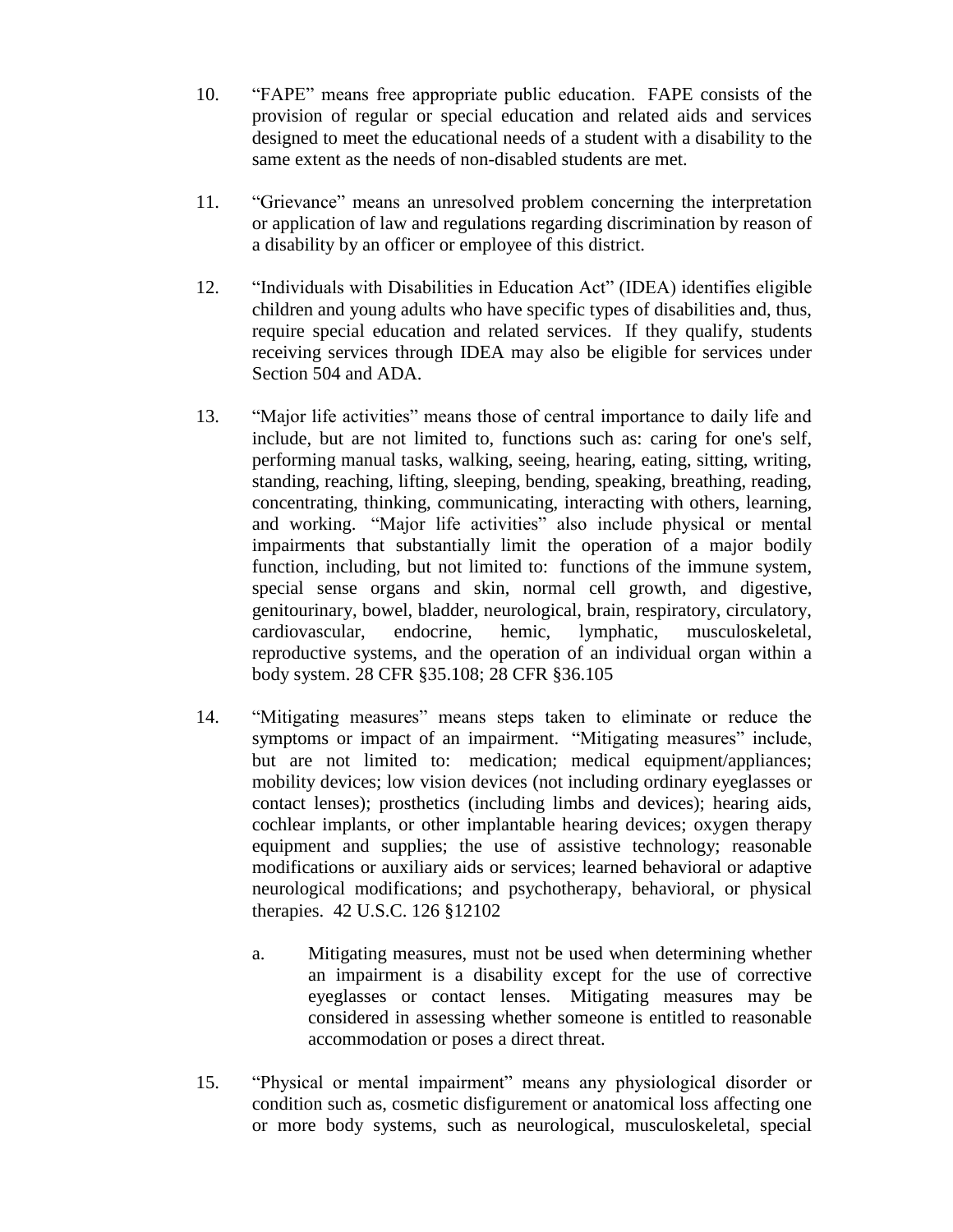10. "FAPE" means free appropriate public education. FAPE consists of the provision of regular or special education and related aids and services designed to meet the educational needs of a student with a disability to the same extent as the needs of non-disabled students are met.

11. "Grievance" means an unresolved problem concerning the interpretation or application of law and regulations regarding discrimination by reason of a disability by an officer or employee of this district.

12. "Individuals with Disabilities in Education Act" (IDEA) identifies eligible children and young adults who have specific types of disabilities and, thus, require special education and related services. If they qualify, students receiving services through IDEA may also be eligible for services under Section 504 and ADA.

13. "Major life activities" means those of central importance to daily life and include, but are not limited to, functions such as: caring for one's self, performing manual tasks, walking, seeing, hearing, eating, sitting, writing, standing, reaching, lifting, sleeping, bending, speaking, breathing, reading, concentrating, thinking, communicating, interacting with others, learning, and working. "Major life activities" also include physical or mental impairments that substantially limit the operation of a major bodily function, including, but not limited to: functions of the immune system, special sense organs and skin, normal cell growth, and digestive, genitourinary, bowel, bladder, neurological, brain, respiratory, circulatory, cardiovascular, endocrine, hemic, lymphatic, musculoskeletal, reproductive systems, and the operation of an individual organ within a body system. 28 CFR §35.108; 28 CFR §36.105

14. "Mitigating measures" means steps taken to eliminate or reduce the symptoms or impact of an impairment. "Mitigating measures" include, but are not limited to: medication; medical equipment/appliances; mobility devices; low vision devices (not including ordinary eyeglasses or contact lenses); prosthetics (including limbs and devices); hearing aids, cochlear implants, or other implantable hearing devices; oxygen therapy equipment and supplies; the use of assistive technology; reasonable modifications or auxiliary aids or services; learned behavioral or adaptive neurological modifications; and psychotherapy, behavioral, or physical therapies. 42 U.S.C. 126 §12102

    a. Mitigating measures, must not be used when determining whether an impairment is a disability except for the use of corrective eyeglasses or contact lenses. Mitigating measures may be considered in assessing whether someone is entitled to reasonable accommodation or poses a direct threat.

15. "Physical or mental impairment" means any physiological disorder or condition such as, cosmetic disfigurement or anatomical loss affecting one or more body systems, such as neurological, musculoskeletal, special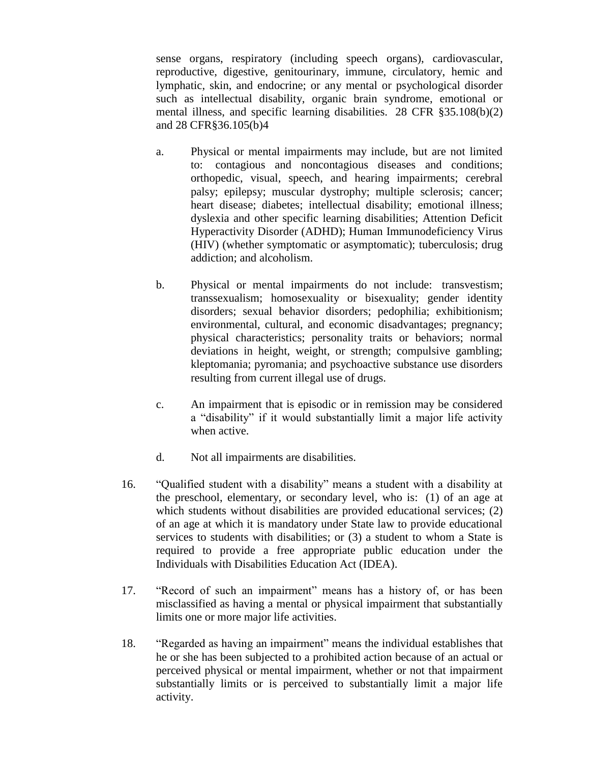sense organs, respiratory (including speech organs), cardiovascular, reproductive, digestive, genitourinary, immune, circulatory, hemic and lymphatic, skin, and endocrine; or any mental or psychological disorder such as intellectual disability, organic brain syndrome, emotional or mental illness, and specific learning disabilities. 28 CFR §35.108(b)(2) and 28 CFR§36.105(b)4

a. Physical or mental impairments may include, but are not limited to: contagious and noncontagious diseases and conditions; orthopedic, visual, speech, and hearing impairments; cerebral palsy; epilepsy; muscular dystrophy; multiple sclerosis; cancer; heart disease; diabetes; intellectual disability; emotional illness; dyslexia and other specific learning disabilities; Attention Deficit Hyperactivity Disorder (ADHD); Human Immunodeficiency Virus (HIV) (whether symptomatic or asymptomatic); tuberculosis; drug addiction; and alcoholism.

b. Physical or mental impairments do not include: transvestism; transsexualism; homosexuality or bisexuality; gender identity disorders; sexual behavior disorders; pedophilia; exhibitionism; environmental, cultural, and economic disadvantages; pregnancy; physical characteristics; personality traits or behaviors; normal deviations in height, weight, or strength; compulsive gambling; kleptomania; pyromania; and psychoactive substance use disorders resulting from current illegal use of drugs.

c. An impairment that is episodic or in remission may be considered a "disability" if it would substantially limit a major life activity when active.

d. Not all impairments are disabilities.

16. "Qualified student with a disability" means a student with a disability at the preschool, elementary, or secondary level, who is: (1) of an age at which students without disabilities are provided educational services; (2) of an age at which it is mandatory under State law to provide educational services to students with disabilities; or (3) a student to whom a State is required to provide a free appropriate public education under the Individuals with Disabilities Education Act (IDEA).

17. "Record of such an impairment" means has a history of, or has been misclassified as having a mental or physical impairment that substantially limits one or more major life activities.

18. "Regarded as having an impairment" means the individual establishes that he or she has been subjected to a prohibited action because of an actual or perceived physical or mental impairment, whether or not that impairment substantially limits or is perceived to substantially limit a major life activity.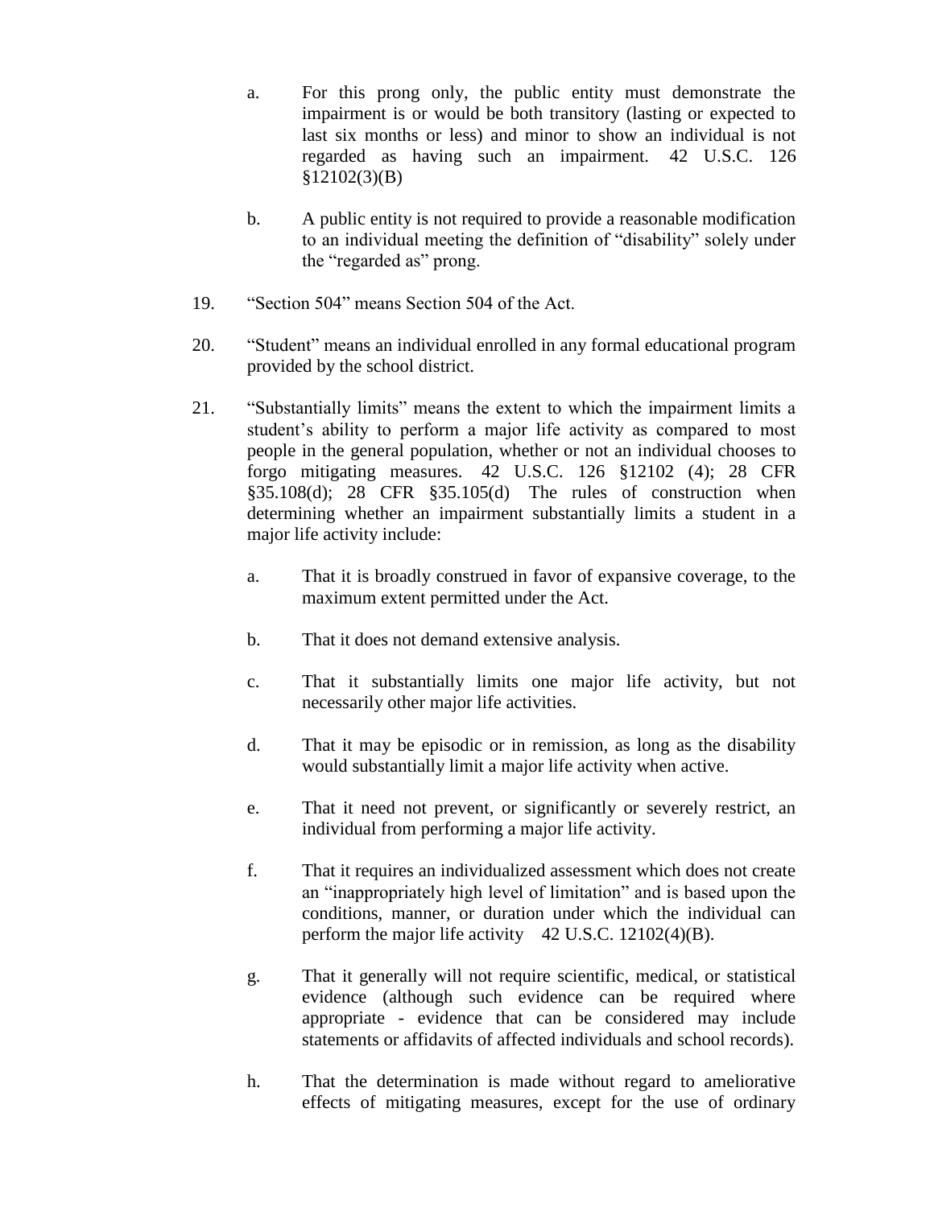a. For this prong only, the public entity must demonstrate the impairment is or would be both transitory (lasting or expected to last six months or less) and minor to show an individual is not regarded as having such an impairment. 42 U.S.C. 126 §12102(3)(B)

b. A public entity is not required to provide a reasonable modification to an individual meeting the definition of "disability" solely under the "regarded as" prong.

19. "Section 504" means Section 504 of the Act.

20. "Student" means an individual enrolled in any formal educational program provided by the school district.

21. "Substantially limits" means the extent to which the impairment limits a student's ability to perform a major life activity as compared to most people in the general population, whether or not an individual chooses to forgo mitigating measures. 42 U.S.C. 126 §12102 (4); 28 CFR §35.108(d); 28 CFR §35.105(d) The rules of construction when determining whether an impairment substantially limits a student in a major life activity include:

    a. That it is broadly construed in favor of expansive coverage, to the maximum extent permitted under the Act.

    b. That it does not demand extensive analysis.

    c. That it substantially limits one major life activity, but not necessarily other major life activities.

    d. That it may be episodic or in remission, as long as the disability would substantially limit a major life activity when active.

    e. That it need not prevent, or significantly or severely restrict, an individual from performing a major life activity.

    f. That it requires an individualized assessment which does not create an "inappropriately high level of limitation" and is based upon the conditions, manner, or duration under which the individual can perform the major life activity 42 U.S.C. 12102(4)(B).

    g. That it generally will not require scientific, medical, or statistical evidence (although such evidence can be required where appropriate - evidence that can be considered may include statements or affidavits of affected individuals and school records).

    h. That the determination is made without regard to ameliorative effects of mitigating measures, except for the use of ordinary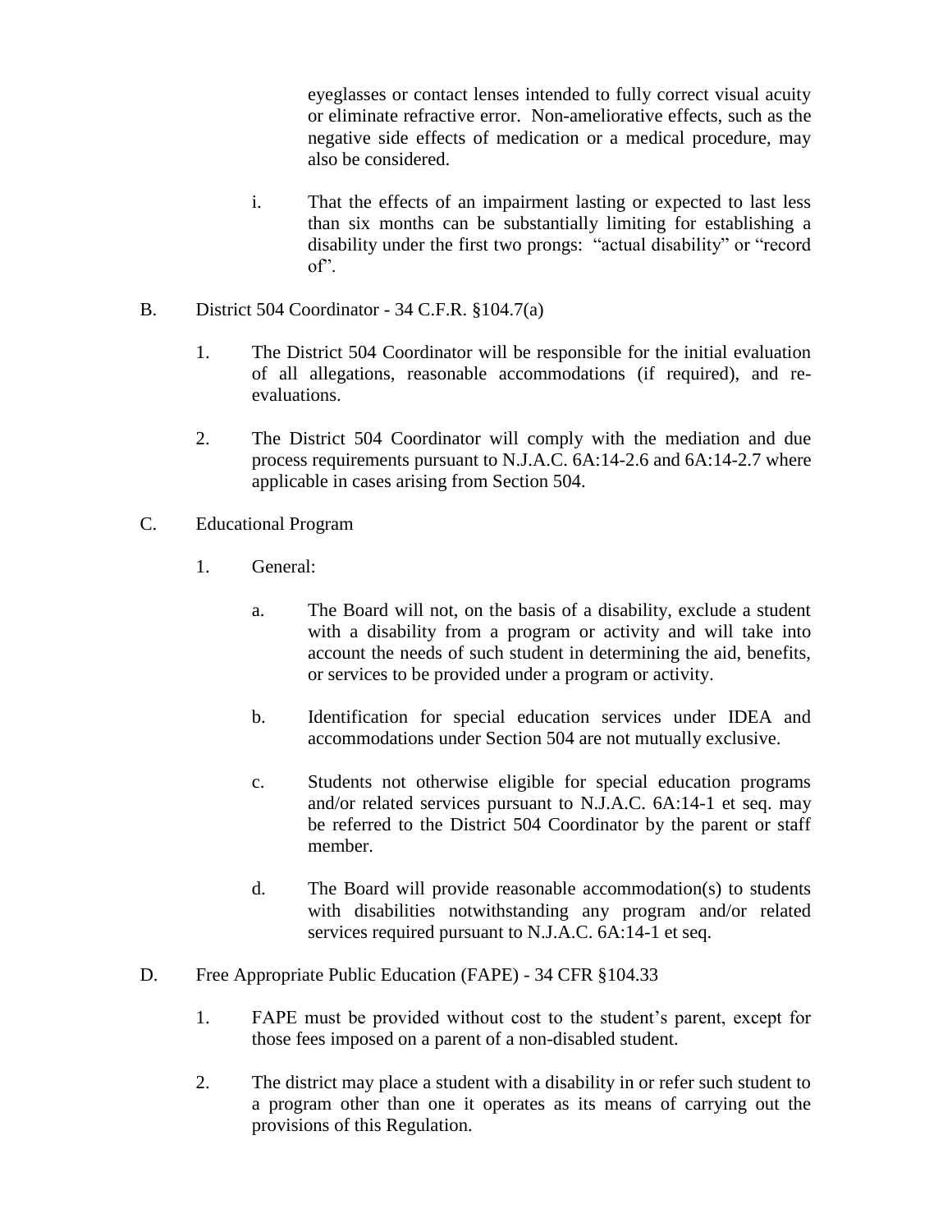eyeglasses or contact lenses intended to fully correct visual acuity or eliminate refractive error. Non-ameliorative effects, such as the negative side effects of medication or a medical procedure, may also be considered.

i. That the effects of an impairment lasting or expected to last less than six months can be substantially limiting for establishing a disability under the first two prongs: "actual disability" or "record of".

B. District 504 Coordinator - 34 C.F.R. §104.7(a)

1. The District 504 Coordinator will be responsible for the initial evaluation of all allegations, reasonable accommodations (if required), and re-evaluations.

2. The District 504 Coordinator will comply with the mediation and due process requirements pursuant to N.J.A.C. 6A:14-2.6 and 6A:14-2.7 where applicable in cases arising from Section 504.

C. Educational Program

1. General:

a. The Board will not, on the basis of a disability, exclude a student with a disability from a program or activity and will take into account the needs of such student in determining the aid, benefits, or services to be provided under a program or activity.

b. Identification for special education services under IDEA and accommodations under Section 504 are not mutually exclusive.

c. Students not otherwise eligible for special education programs and/or related services pursuant to N.J.A.C. 6A:14-1 et seq. may be referred to the District 504 Coordinator by the parent or staff member.

d. The Board will provide reasonable accommodation(s) to students with disabilities notwithstanding any program and/or related services required pursuant to N.J.A.C. 6A:14-1 et seq.

D. Free Appropriate Public Education (FAPE) - 34 CFR §104.33

1. FAPE must be provided without cost to the student's parent, except for those fees imposed on a parent of a non-disabled student.

2. The district may place a student with a disability in or refer such student to a program other than one it operates as its means of carrying out the provisions of this Regulation.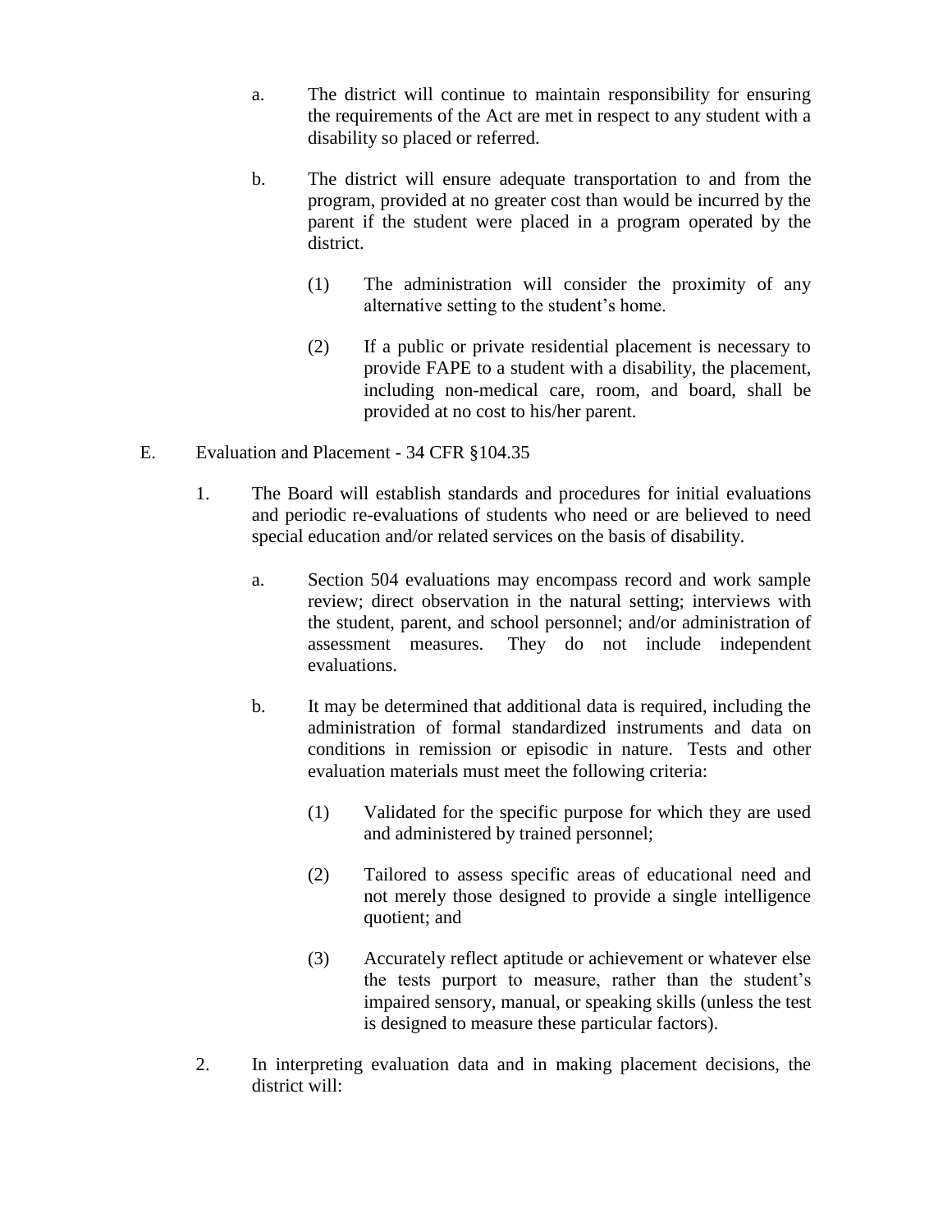a. The district will continue to maintain responsibility for ensuring the requirements of the Act are met in respect to any student with a disability so placed or referred.

b. The district will ensure adequate transportation to and from the program, provided at no greater cost than would be incurred by the parent if the student were placed in a program operated by the district.

   (1) The administration will consider the proximity of any alternative setting to the student's home.

   (2) If a public or private residential placement is necessary to provide FAPE to a student with a disability, the placement, including non-medical care, room, and board, shall be provided at no cost to his/her parent.

E. Evaluation and Placement - 34 CFR §104.35

1. The Board will establish standards and procedures for initial evaluations and periodic re-evaluations of students who need or are believed to need special education and/or related services on the basis of disability.

   a. Section 504 evaluations may encompass record and work sample review; direct observation in the natural setting; interviews with the student, parent, and school personnel; and/or administration of assessment measures. They do not include independent evaluations.

   b. It may be determined that additional data is required, including the administration of formal standardized instruments and data on conditions in remission or episodic in nature. Tests and other evaluation materials must meet the following criteria:

      (1) Validated for the specific purpose for which they are used and administered by trained personnel;

      (2) Tailored to assess specific areas of educational need and not merely those designed to provide a single intelligence quotient; and

      (3) Accurately reflect aptitude or achievement or whatever else the tests purport to measure, rather than the student's impaired sensory, manual, or speaking skills (unless the test is designed to measure these particular factors).

2. In interpreting evaluation data and in making placement decisions, the district will: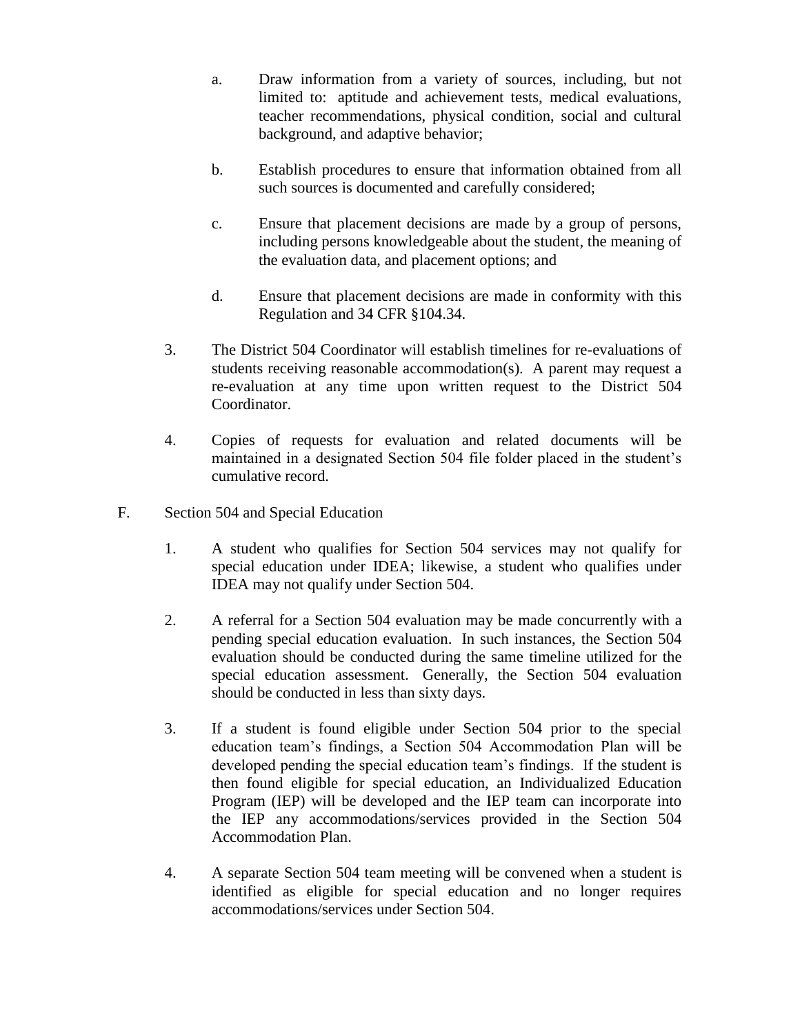a. Draw information from a variety of sources, including, but not limited to: aptitude and achievement tests, medical evaluations, teacher recommendations, physical condition, social and cultural background, and adaptive behavior;

b. Establish procedures to ensure that information obtained from all such sources is documented and carefully considered;

c. Ensure that placement decisions are made by a group of persons, including persons knowledgeable about the student, the meaning of the evaluation data, and placement options; and

d. Ensure that placement decisions are made in conformity with this Regulation and 34 CFR §104.34.

3. The District 504 Coordinator will establish timelines for re-evaluations of students receiving reasonable accommodation(s). A parent may request a re-evaluation at any time upon written request to the District 504 Coordinator.

4. Copies of requests for evaluation and related documents will be maintained in a designated Section 504 file folder placed in the student's cumulative record.

F. Section 504 and Special Education

1. A student who qualifies for Section 504 services may not qualify for special education under IDEA; likewise, a student who qualifies under IDEA may not qualify under Section 504.

2. A referral for a Section 504 evaluation may be made concurrently with a pending special education evaluation. In such instances, the Section 504 evaluation should be conducted during the same timeline utilized for the special education assessment. Generally, the Section 504 evaluation should be conducted in less than sixty days.

3. If a student is found eligible under Section 504 prior to the special education team's findings, a Section 504 Accommodation Plan will be developed pending the special education team's findings. If the student is then found eligible for special education, an Individualized Education Program (IEP) will be developed and the IEP team can incorporate into the IEP any accommodations/services provided in the Section 504 Accommodation Plan.

4. A separate Section 504 team meeting will be convened when a student is identified as eligible for special education and no longer requires accommodations/services under Section 504.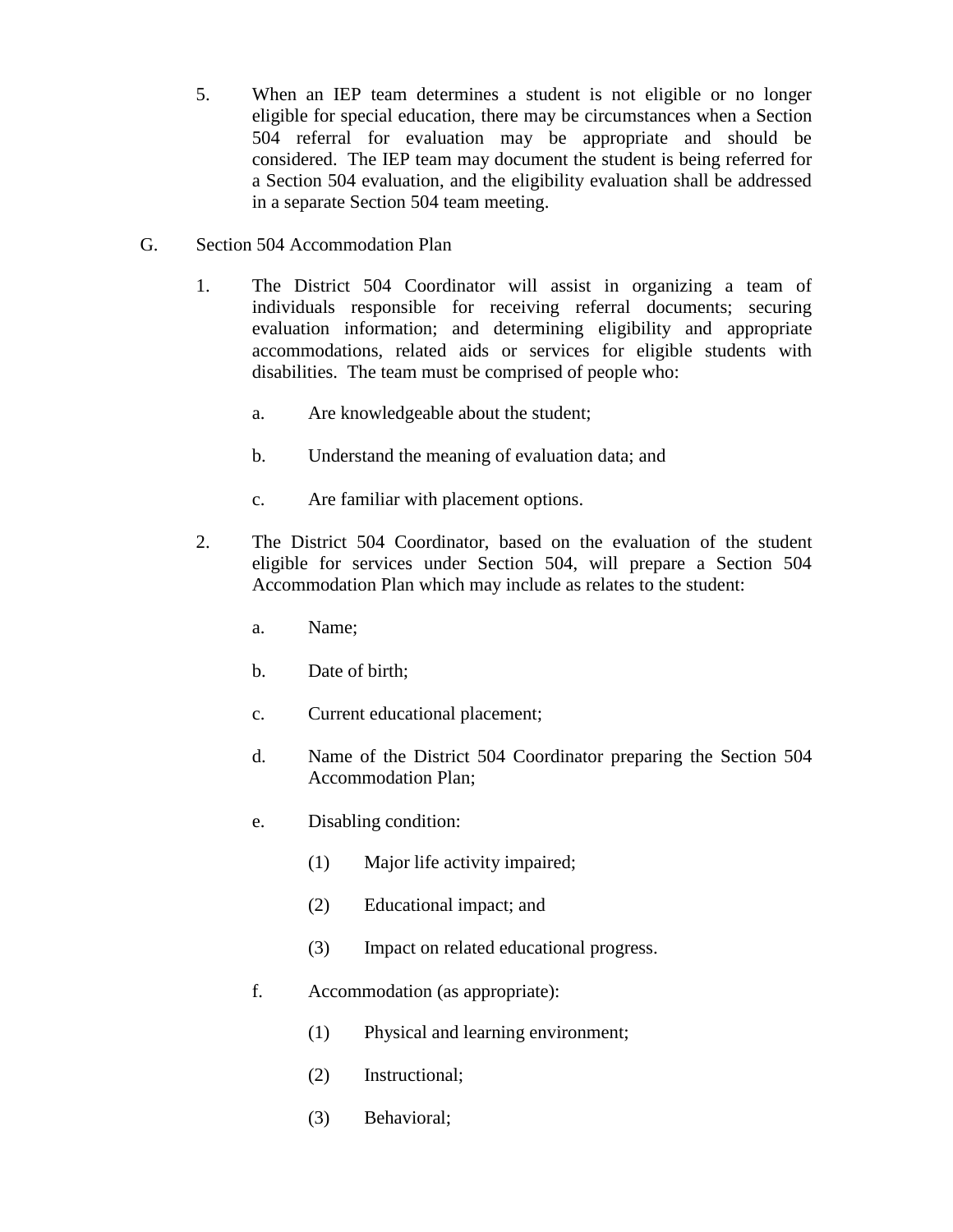5. When an IEP team determines a student is not eligible or no longer eligible for special education, there may be circumstances when a Section 504 referral for evaluation may be appropriate and should be considered. The IEP team may document the student is being referred for a Section 504 evaluation, and the eligibility evaluation shall be addressed in a separate Section 504 team meeting.

G. Section 504 Accommodation Plan

1. The District 504 Coordinator will assist in organizing a team of individuals responsible for receiving referral documents; securing evaluation information; and determining eligibility and appropriate accommodations, related aids or services for eligible students with disabilities. The team must be comprised of people who:

   a. Are knowledgeable about the student;

   b. Understand the meaning of evaluation data; and

   c. Are familiar with placement options.

2. The District 504 Coordinator, based on the evaluation of the student eligible for services under Section 504, will prepare a Section 504 Accommodation Plan which may include as relates to the student:

   a. Name;

   b. Date of birth;

   c. Current educational placement;

   d. Name of the District 504 Coordinator preparing the Section 504 Accommodation Plan;

   e. Disabling condition:

      (1) Major life activity impaired;

      (2) Educational impact; and

      (3) Impact on related educational progress.

   f. Accommodation (as appropriate):

      (1) Physical and learning environment;

      (2) Instructional;

      (3) Behavioral;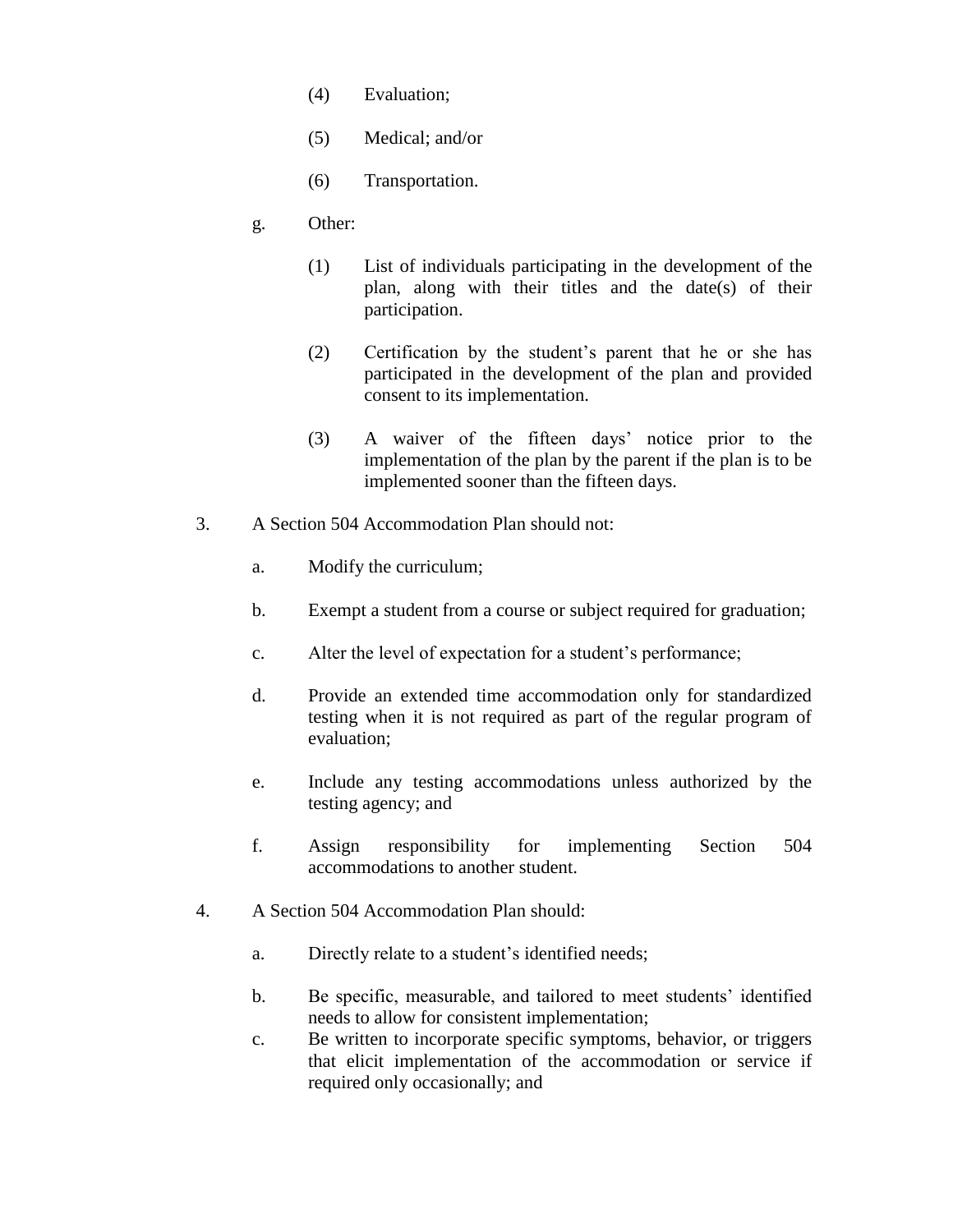(4) Evaluation;

(5) Medical; and/or

(6) Transportation.

g. Other:

(1) List of individuals participating in the development of the plan, along with their titles and the date(s) of their participation.

(2) Certification by the student's parent that he or she has participated in the development of the plan and provided consent to its implementation.

(3) A waiver of the fifteen days' notice prior to the implementation of the plan by the parent if the plan is to be implemented sooner than the fifteen days.

3. A Section 504 Accommodation Plan should not:

a. Modify the curriculum;

b. Exempt a student from a course or subject required for graduation;

c. Alter the level of expectation for a student's performance;

d. Provide an extended time accommodation only for standardized testing when it is not required as part of the regular program of evaluation;

e. Include any testing accommodations unless authorized by the testing agency; and

f. Assign responsibility for implementing Section 504 accommodations to another student.

4. A Section 504 Accommodation Plan should:

a. Directly relate to a student's identified needs;

b. Be specific, measurable, and tailored to meet students' identified needs to allow for consistent implementation;

c. Be written to incorporate specific symptoms, behavior, or triggers that elicit implementation of the accommodation or service if required only occasionally; and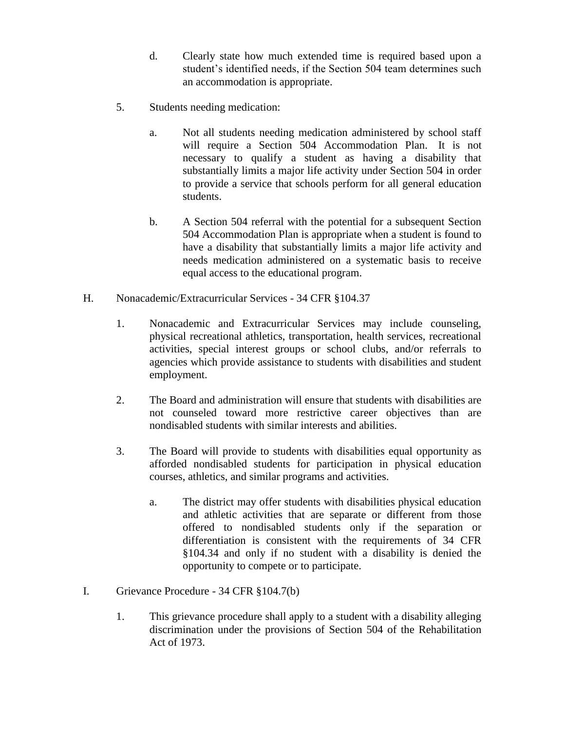d. Clearly state how much extended time is required based upon a student's identified needs, if the Section 504 team determines such an accommodation is appropriate.

5. Students needing medication:

   a. Not all students needing medication administered by school staff will require a Section 504 Accommodation Plan. It is not necessary to qualify a student as having a disability that substantially limits a major life activity under Section 504 in order to provide a service that schools perform for all general education students.

   b. A Section 504 referral with the potential for a subsequent Section 504 Accommodation Plan is appropriate when a student is found to have a disability that substantially limits a major life activity and needs medication administered on a systematic basis to receive equal access to the educational program.

H. Nonacademic/Extracurricular Services - 34 CFR §104.37

1. Nonacademic and Extracurricular Services may include counseling, physical recreational athletics, transportation, health services, recreational activities, special interest groups or school clubs, and/or referrals to agencies which provide assistance to students with disabilities and student employment.

2. The Board and administration will ensure that students with disabilities are not counseled toward more restrictive career objectives than are nondisabled students with similar interests and abilities.

3. The Board will provide to students with disabilities equal opportunity as afforded nondisabled students for participation in physical education courses, athletics, and similar programs and activities.

   a. The district may offer students with disabilities physical education and athletic activities that are separate or different from those offered to nondisabled students only if the separation or differentiation is consistent with the requirements of 34 CFR §104.34 and only if no student with a disability is denied the opportunity to compete or to participate.

I. Grievance Procedure - 34 CFR §104.7(b)

1. This grievance procedure shall apply to a student with a disability alleging discrimination under the provisions of Section 504 of the Rehabilitation Act of 1973.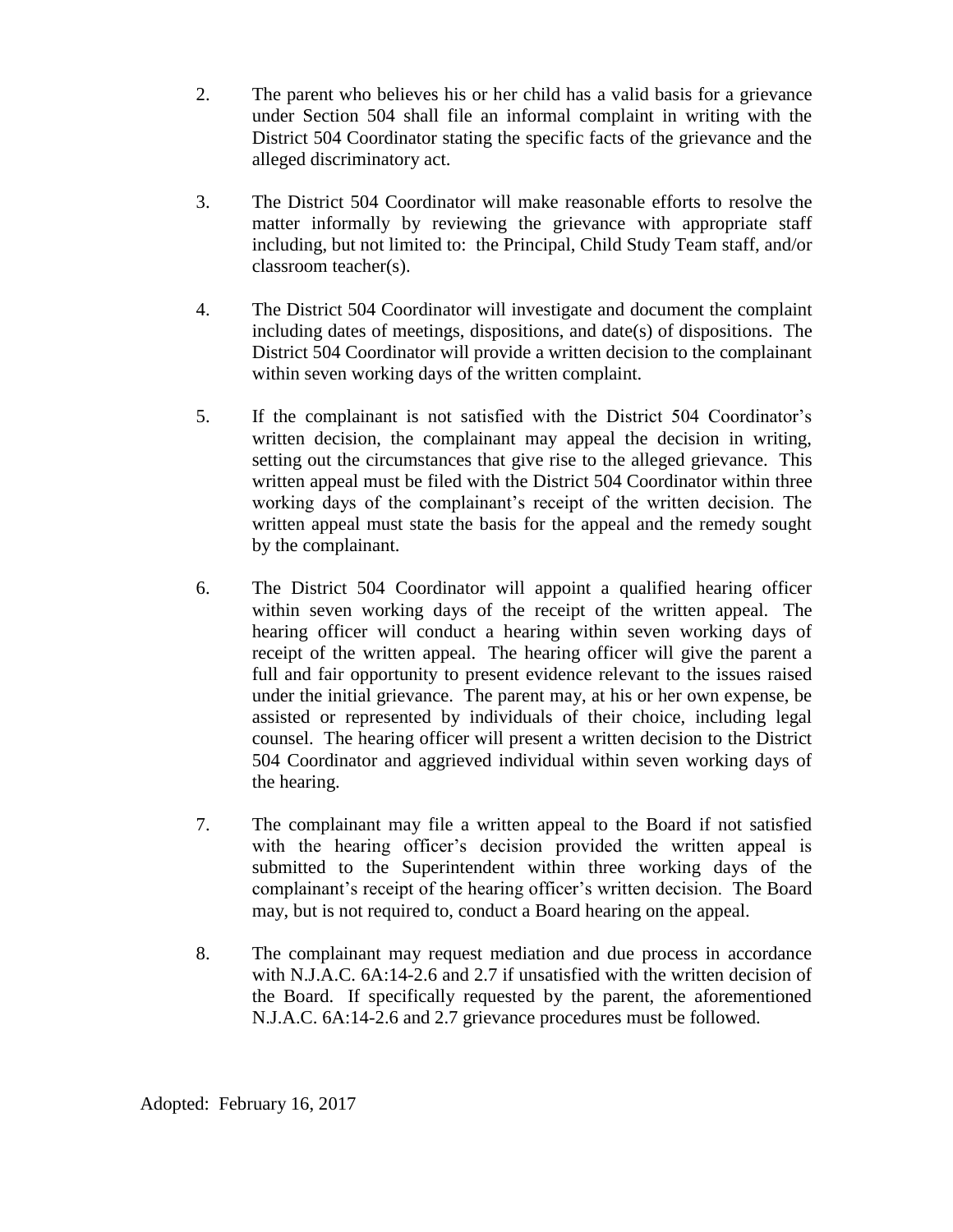2. The parent who believes his or her child has a valid basis for a grievance under Section 504 shall file an informal complaint in writing with the District 504 Coordinator stating the specific facts of the grievance and the alleged discriminatory act.

3. The District 504 Coordinator will make reasonable efforts to resolve the matter informally by reviewing the grievance with appropriate staff including, but not limited to: the Principal, Child Study Team staff, and/or classroom teacher(s).

4. The District 504 Coordinator will investigate and document the complaint including dates of meetings, dispositions, and date(s) of dispositions. The District 504 Coordinator will provide a written decision to the complainant within seven working days of the written complaint.

5. If the complainant is not satisfied with the District 504 Coordinator's written decision, the complainant may appeal the decision in writing, setting out the circumstances that give rise to the alleged grievance. This written appeal must be filed with the District 504 Coordinator within three working days of the complainant's receipt of the written decision. The written appeal must state the basis for the appeal and the remedy sought by the complainant.

6. The District 504 Coordinator will appoint a qualified hearing officer within seven working days of the receipt of the written appeal. The hearing officer will conduct a hearing within seven working days of receipt of the written appeal. The hearing officer will give the parent a full and fair opportunity to present evidence relevant to the issues raised under the initial grievance. The parent may, at his or her own expense, be assisted or represented by individuals of their choice, including legal counsel. The hearing officer will present a written decision to the District 504 Coordinator and aggrieved individual within seven working days of the hearing.

7. The complainant may file a written appeal to the Board if not satisfied with the hearing officer's decision provided the written appeal is submitted to the Superintendent within three working days of the complainant's receipt of the hearing officer's written decision. The Board may, but is not required to, conduct a Board hearing on the appeal.

8. The complainant may request mediation and due process in accordance with N.J.A.C. 6A:14-2.6 and 2.7 if unsatisfied with the written decision of the Board. If specifically requested by the parent, the aforementioned N.J.A.C. 6A:14-2.6 and 2.7 grievance procedures must be followed.

Adopted: February 16, 2017